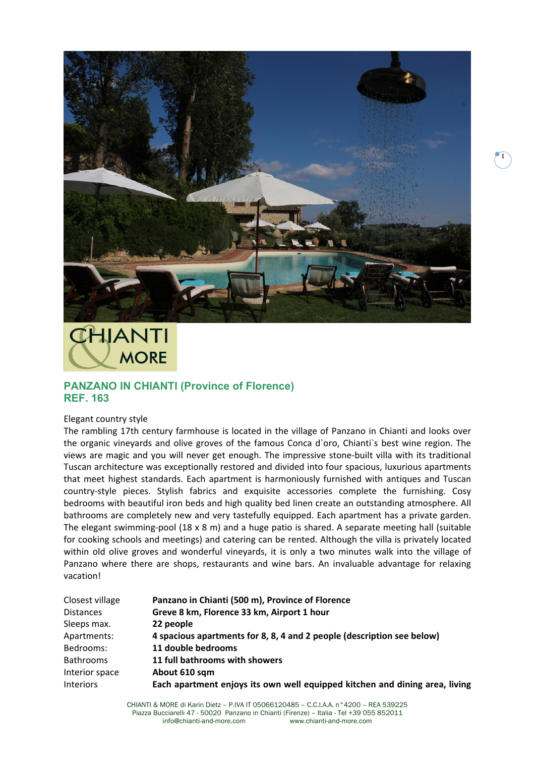CHIANTI & MORE

## PANZANO IN CHIANTI (Province of Florence)
## REF. 163

Elegant country style

The rambling 17th century farmhouse is located in the village of Panzano in Chianti and looks over the organic vineyards and olive groves of the famous Conca d`oro, Chianti`s best wine region. The views are magic and you will never get enough. The impressive stone-built villa with its traditional Tuscan architecture was exceptionally restored and divided into four spacious, luxurious apartments that meet highest standards. Each apartment is harmoniously furnished with antiques and Tuscan country-style pieces. Stylish fabrics and exquisite accessories complete the furnishing. Cosy bedrooms with beautiful iron beds and high quality bed linen create an outstanding atmosphere. All bathrooms are completely new and very tastefully equipped. Each apartment has a private garden. The elegant swimming-pool (18 x 8 m) and a huge patio is shared. A separate meeting hall (suitable for cooking schools and meetings) and catering can be rented. Although the villa is privately located within old olive groves and wonderful vineyards, it is only a two minutes walk into the village of Panzano where there are shops, restaurants and wine bars. An invaluable advantage for relaxing vacation!

| | |
|---|---|
| Closest village | **Panzano in Chianti (500 m), Province of Florence** |
| Distances | **Greve 8 km, Florence 33 km, Airport 1 hour** |
| Sleeps max. | **22 people** |
| Apartments: | **4 spacious apartments for 8, 8, 4 and 2 people (description see below)** |
| Bedrooms: | **11 double bedrooms** |
| Bathrooms | **11 full bathrooms with showers** |
| Interior space | **About 610 sqm** |
| Interiors | **Each apartment enjoys its own well equipped kitchen and dining area, living** |

CHIANTI & MORE di Karin Dietz – P.IVA IT 05066120485 – C.C.I.A.A. n° 4200 – REA 539225
Piazza Bucciarelli 47 - 50020 Panzano in Chianti (Firenze) – Italia - Tel +39 055 852011
info@chianti-and-more.com www.chianti-and-more.com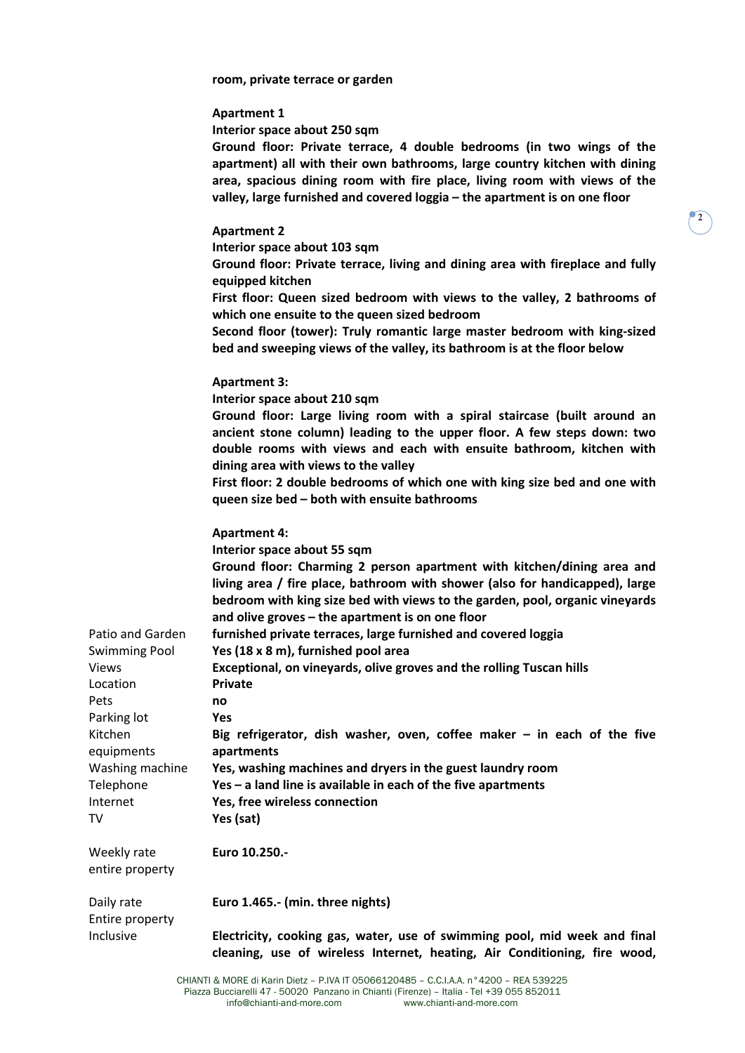**room, private terrace or garden**

**Apartment 1**
**Interior space about 250 sqm**
**Ground floor: Private terrace, 4 double bedrooms (in two wings of the apartment) all with their own bathrooms, large country kitchen with dining area, spacious dining room with fire place, living room with views of the valley, large furnished and covered loggia – the apartment is on one floor**

**Apartment 2**
**Interior space about 103 sqm**
**Ground floor: Private terrace, living and dining area with fireplace and fully equipped kitchen**
**First floor: Queen sized bedroom with views to the valley, 2 bathrooms of which one ensuite to the queen sized bedroom**
**Second floor (tower): Truly romantic large master bedroom with king-sized bed and sweeping views of the valley, its bathroom is at the floor below**

**Apartment 3:**
**Interior space about 210 sqm**
**Ground floor: Large living room with a spiral staircase (built around an ancient stone column) leading to the upper floor. A few steps down: two double rooms with views and each with ensuite bathroom, kitchen with dining area with views to the valley**
**First floor: 2 double bedrooms of which one with king size bed and one with queen size bed – both with ensuite bathrooms**

**Apartment 4:**
**Interior space about 55 sqm**
**Ground floor: Charming 2 person apartment with kitchen/dining area and living area / fire place, bathroom with shower (also for handicapped), large bedroom with king size bed with views to the garden, pool, organic vineyards and olive groves – the apartment is on one floor**

| | |
|---|---|
| Patio and Garden | **furnished private terraces, large furnished and covered loggia** |
| Swimming Pool | **Yes (18 x 8 m), furnished pool area** |
| Views | **Exceptional, on vineyards, olive groves and the rolling Tuscan hills** |
| Location | **Private** |
| Pets | **no** |
| Parking lot | **Yes** |
| Kitchen equipments | **Big refrigerator, dish washer, oven, coffee maker – in each of the five apartments** |
| Washing machine | **Yes, washing machines and dryers in the guest laundry room** |
| Telephone | **Yes – a land line is available in each of the five apartments** |
| Internet | **Yes, free wireless connection** |
| TV | **Yes (sat)** |
| Weekly rate entire property | **Euro 10.250.-** |
| Daily rate Entire property | **Euro 1.465.- (min. three nights)** |
| Inclusive | **Electricity, cooking gas, water, use of swimming pool, mid week and final cleaning, use of wireless Internet, heating, Air Conditioning, fire wood,** |

CHIANTI & MORE di Karin Dietz – P.IVA IT 05066120485 – C.C.I.A.A. n°4200 – REA 539225
Piazza Bucciarelli 47 - 50020 Panzano in Chianti (Firenze) – Italia - Tel +39 055 852011
info@chianti-and-more.com www.chianti-and-more.com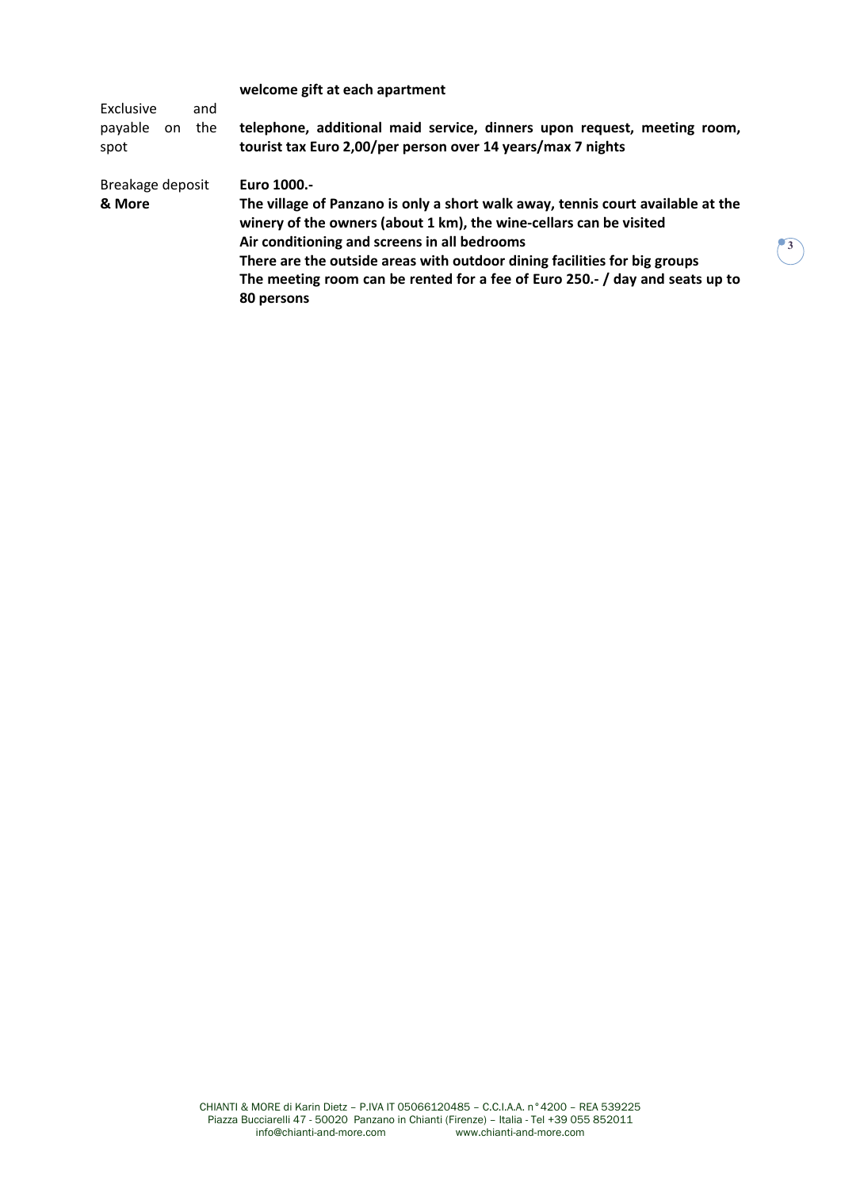| | |
|---|---|
| | **welcome gift at each apartment** |
| Exclusive and payable on the spot | **telephone, additional maid service, dinners upon request, meeting room, tourist tax Euro 2,00/per person over 14 years/max 7 nights** |
| Breakage deposit | **Euro 1000.-** |
| **& More** | **The village of Panzano is only a short walk away, tennis court available at the winery of the owners (about 1 km), the wine-cellars can be visited**<br>**Air conditioning and screens in all bedrooms**<br>**There are the outside areas with outdoor dining facilities for big groups**<br>**The meeting room can be rented for a fee of Euro 250.- / day and seats up to 80 persons** |

CHIANTI & MORE di Karin Dietz – P.IVA IT 05066120485 – C.C.I.A.A. n°4200 – REA 539225
Piazza Bucciarelli 47 - 50020 Panzano in Chianti (Firenze) – Italia - Tel +39 055 852011
info@chianti-and-more.com www.chianti-and-more.com